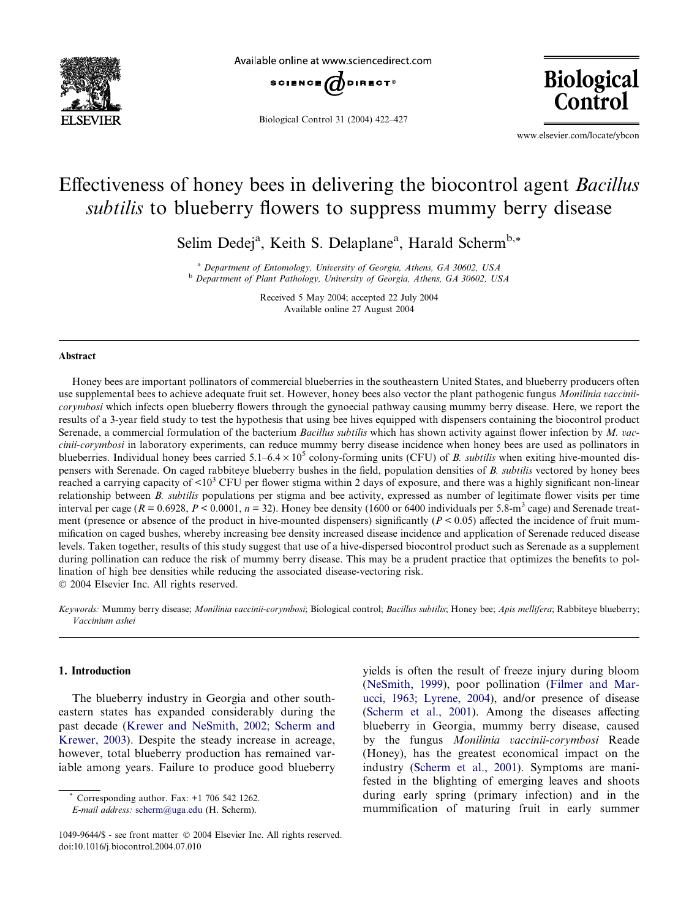# Effectiveness of honey bees in delivering the biocontrol agent *Bacillus subtilis* to blueberry flowers to suppress mummy berry disease

Selim Dedej[a], Keith S. Delaplane[a], Harald Scherm[b,*]

[a] *Department of Entomology, University of Georgia, Athens, GA 30602, USA*
[b] *Department of Plant Pathology, University of Georgia, Athens, GA 30602, USA*

Received 5 May 2004; accepted 22 July 2004
Available online 27 August 2004

## Abstract

Honey bees are important pollinators of commercial blueberries in the southeastern United States, and blueberry producers often use supplemental bees to achieve adequate fruit set. However, honey bees also vector the plant pathogenic fungus *Monilinia vaccinii-corymbosi* which infects open blueberry flowers through the gynoecial pathway causing mummy berry disease. Here, we report the results of a 3-year field study to test the hypothesis that using bee hives equipped with dispensers containing the biocontrol product Serenade, a commercial formulation of the bacterium *Bacillus subtilis* which has shown activity against flower infection by *M. vaccinii-corymbosi* in laboratory experiments, can reduce mummy berry disease incidence when honey bees are used as pollinators in blueberries. Individual honey bees carried $5.1–6.4 \times 10^5$ colony-forming units (CFU) of *B. subtilis* when exiting hive-mounted dispensers with Serenade. On caged rabbiteye blueberry bushes in the field, population densities of *B. subtilis* vectored by honey bees reached a carrying capacity of $<10^3$ CFU per flower stigma within 2 days of exposure, and there was a highly significant non-linear relationship between *B. subtilis* populations per stigma and bee activity, expressed as number of legitimate flower visits per time interval per cage ($R = 0.6928$, $P < 0.0001$, $n = 32$). Honey bee density (1600 or 6400 individuals per 5.8-$m^3$ cage) and Serenade treatment (presence or absence of the product in hive-mounted dispensers) significantly ($P < 0.05$) affected the incidence of fruit mummification on caged bushes, whereby increasing bee density increased disease incidence and application of Serenade reduced disease levels. Taken together, results of this study suggest that use of a hive-dispersed biocontrol product such as Serenade as a supplement during pollination can reduce the risk of mummy berry disease. This may be a prudent practice that optimizes the benefits to pollination of high bee densities while reducing the associated disease-vectoring risk.
© 2004 Elsevier Inc. All rights reserved.

*Keywords:* Mummy berry disease; *Monilinia vaccinii-corymbosi*; Biological control; *Bacillus subtilis*; Honey bee; *Apis mellifera*; Rabbiteye blueberry; *Vaccinium ashei*

## 1. Introduction

The blueberry industry in Georgia and other southeastern states has expanded considerably during the past decade (Krewer and NeSmith, 2002; Scherm and Krewer, 2003). Despite the steady increase in acreage, however, total blueberry production has remained variable among years. Failure to produce good blueberry yields is often the result of freeze injury during bloom (NeSmith, 1999), poor pollination (Filmer and Marucci, 1963; Lyrene, 2004), and/or presence of disease (Scherm et al., 2001). Among the diseases affecting blueberry in Georgia, mummy berry disease, caused by the fungus *Monilinia vaccinii-corymbosi* Reade (Honey), has the greatest economical impact on the industry (Scherm et al., 2001). Symptoms are manifested in the blighting of emerging leaves and shoots during early spring (primary infection) and in the mummification of maturing fruit in early summer

\* Corresponding author. Fax: +1 706 542 1262.
*E-mail address:* scherm@uga.edu (H. Scherm).

1049-9644/$ - see front matter © 2004 Elsevier Inc. All rights reserved.
doi:10.1016/j.biocontrol.2004.07.010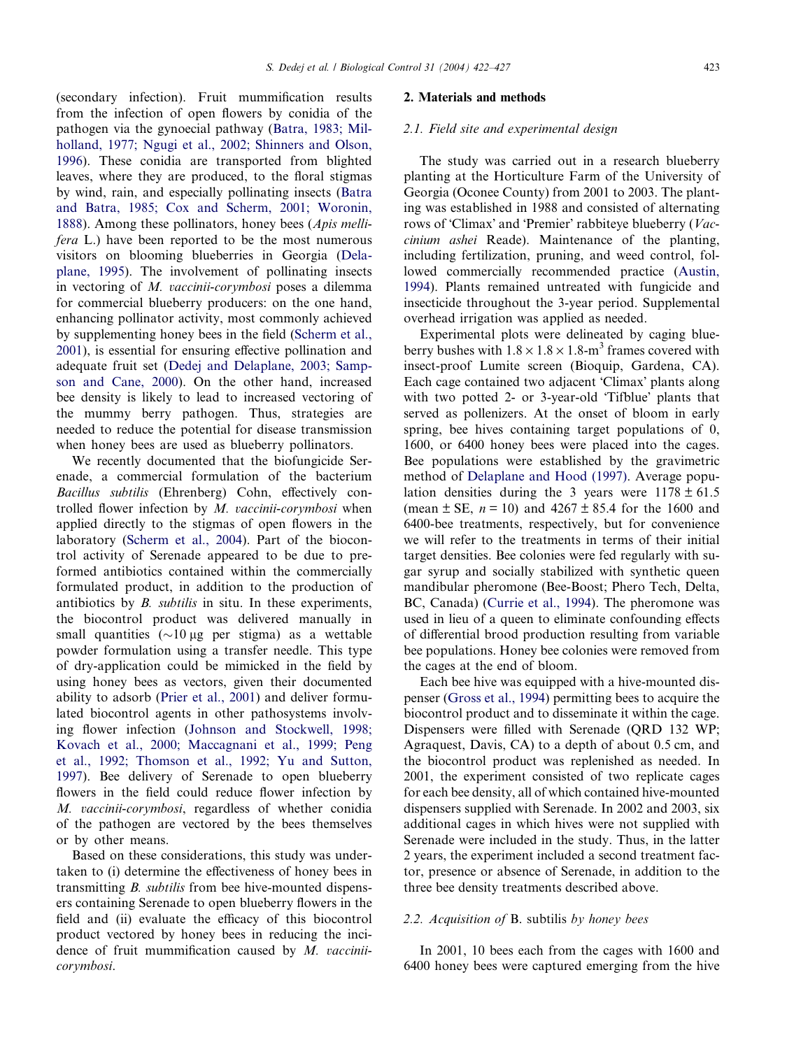(secondary infection). Fruit mummification results from the infection of open flowers by conidia of the pathogen via the gynoecial pathway (Batra, 1983; Milholland, 1977; Ngugi et al., 2002; Shinners and Olson, 1996). These conidia are transported from blighted leaves, where they are produced, to the floral stigmas by wind, rain, and especially pollinating insects (Batra and Batra, 1985; Cox and Scherm, 2001; Woronin, 1888). Among these pollinators, honey bees (*Apis mellifera* L.) have been reported to be the most numerous visitors on blooming blueberries in Georgia (Delaplane, 1995). The involvement of pollinating insects in vectoring of *M. vaccinii-corymbosi* poses a dilemma for commercial blueberry producers: on the one hand, enhancing pollinator activity, most commonly achieved by supplementing honey bees in the field (Scherm et al., 2001), is essential for ensuring effective pollination and adequate fruit set (Dedej and Delaplane, 2003; Sampson and Cane, 2000). On the other hand, increased bee density is likely to lead to increased vectoring of the mummy berry pathogen. Thus, strategies are needed to reduce the potential for disease transmission when honey bees are used as blueberry pollinators.

We recently documented that the biofungicide Serenade, a commercial formulation of the bacterium *Bacillus subtilis* (Ehrenberg) Cohn, effectively controlled flower infection by *M. vaccinii-corymbosi* when applied directly to the stigmas of open flowers in the laboratory (Scherm et al., 2004). Part of the biocontrol activity of Serenade appeared to be due to preformed antibiotics contained within the commercially formulated product, in addition to the production of antibiotics by *B. subtilis* in situ. In these experiments, the biocontrol product was delivered manually in small quantities (~10 μg per stigma) as a wettable powder formulation using a transfer needle. This type of dry-application could be mimicked in the field by using honey bees as vectors, given their documented ability to adsorb (Prier et al., 2001) and deliver formulated biocontrol agents in other pathosystems involving flower infection (Johnson and Stockwell, 1998; Kovach et al., 2000; Maccagnani et al., 1999; Peng et al., 1992; Thomson et al., 1992; Yu and Sutton, 1997). Bee delivery of Serenade to open blueberry flowers in the field could reduce flower infection by *M. vaccinii-corymbosi*, regardless of whether conidia of the pathogen are vectored by the bees themselves or by other means.

Based on these considerations, this study was undertaken to (i) determine the effectiveness of honey bees in transmitting *B. subtilis* from bee hive-mounted dispensers containing Serenade to open blueberry flowers in the field and (ii) evaluate the efficacy of this biocontrol product vectored by honey bees in reducing the incidence of fruit mummification caused by *M. vaccinii-corymbosi*.

## 2. Materials and methods

### 2.1. Field site and experimental design

The study was carried out in a research blueberry planting at the Horticulture Farm of the University of Georgia (Oconee County) from 2001 to 2003. The planting was established in 1988 and consisted of alternating rows of 'Climax' and 'Premier' rabbiteye blueberry (*Vaccinium ashei* Reade). Maintenance of the planting, including fertilization, pruning, and weed control, followed commercially recommended practice (Austin, 1994). Plants remained untreated with fungicide and insecticide throughout the 3-year period. Supplemental overhead irrigation was applied as needed.

Experimental plots were delineated by caging blueberry bushes with $1.8 \times 1.8 \times 1.8\text{-m}^3$ frames covered with insect-proof Lumite screen (Bioquip, Gardena, CA). Each cage contained two adjacent 'Climax' plants along with two potted 2- or 3-year-old 'Tifblue' plants that served as pollenizers. At the onset of bloom in early spring, bee hives containing target populations of 0, 1600, or 6400 honey bees were placed into the cages. Bee populations were established by the gravimetric method of Delaplane and Hood (1997). Average population densities during the 3 years were $1178 \pm 61.5$ (mean ± SE, $n = 10$) and $4267 \pm 85.4$ for the 1600 and 6400-bee treatments, respectively, but for convenience we will refer to the treatments in terms of their initial target densities. Bee colonies were fed regularly with sugar syrup and socially stabilized with synthetic queen mandibular pheromone (Bee-Boost; Phero Tech, Delta, BC, Canada) (Currie et al., 1994). The pheromone was used in lieu of a queen to eliminate confounding effects of differential brood production resulting from variable bee populations. Honey bee colonies were removed from the cages at the end of bloom.

Each bee hive was equipped with a hive-mounted dispenser (Gross et al., 1994) permitting bees to acquire the biocontrol product and to disseminate it within the cage. Dispensers were filled with Serenade (QRD 132 WP; Agraquest, Davis, CA) to a depth of about 0.5 cm, and the biocontrol product was replenished as needed. In 2001, the experiment consisted of two replicate cages for each bee density, all of which contained hive-mounted dispensers supplied with Serenade. In 2002 and 2003, six additional cages in which hives were not supplied with Serenade were included in the study. Thus, in the latter 2 years, the experiment included a second treatment factor, presence or absence of Serenade, in addition to the three bee density treatments described above.

### 2.2. Acquisition of B. subtilis by honey bees

In 2001, 10 bees each from the cages with 1600 and 6400 honey bees were captured emerging from the hive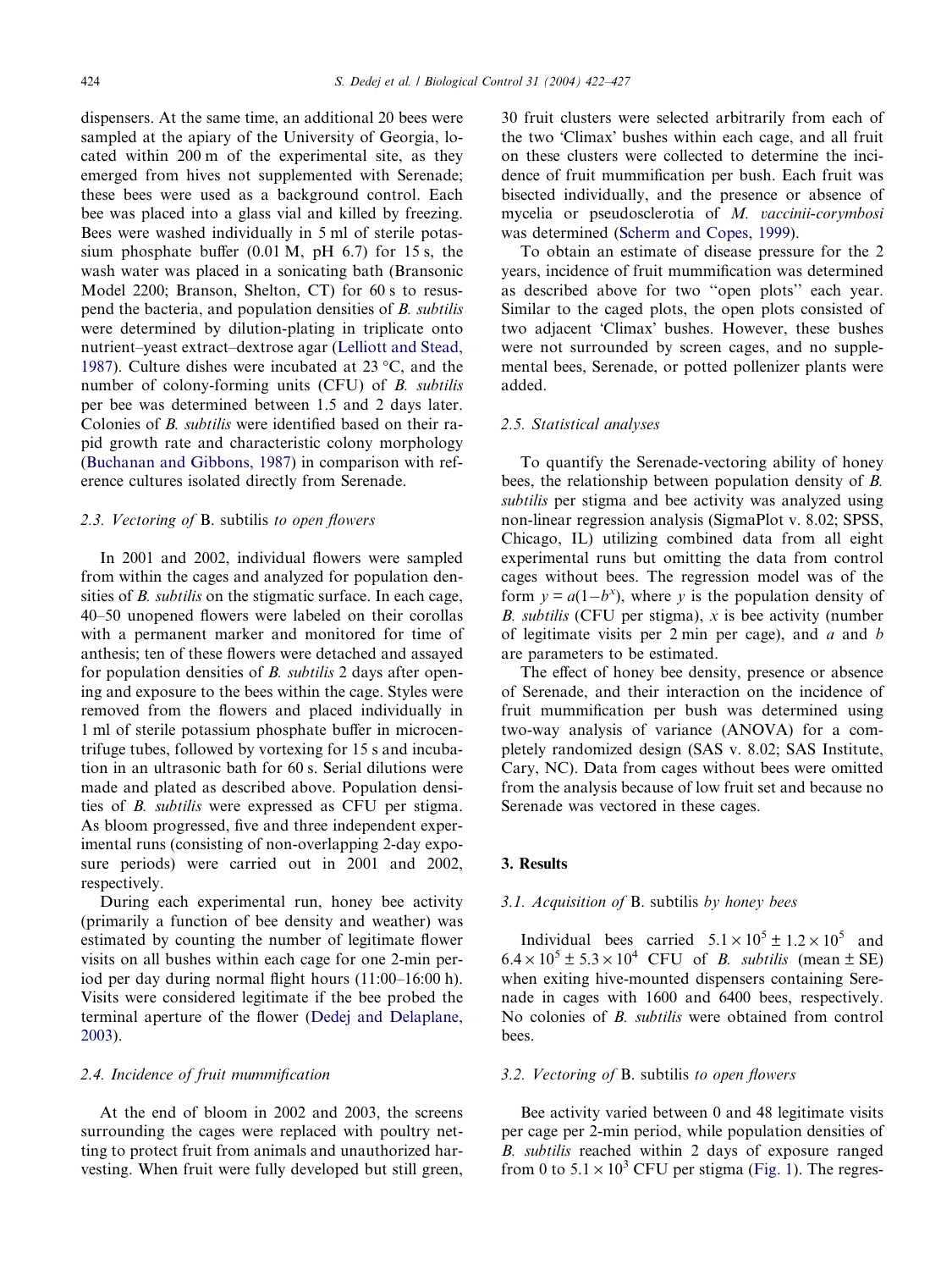dispensers. At the same time, an additional 20 bees were sampled at the apiary of the University of Georgia, located within 200 m of the experimental site, as they emerged from hives not supplemented with Serenade; these bees were used as a background control. Each bee was placed into a glass vial and killed by freezing. Bees were washed individually in 5 ml of sterile potassium phosphate buffer (0.01 M, pH 6.7) for 15 s, the wash water was placed in a sonicating bath (Bransonic Model 2200; Branson, Shelton, CT) for 60 s to resuspend the bacteria, and population densities of *B. subtilis* were determined by dilution-plating in triplicate onto nutrient–yeast extract–dextrose agar (Lelliott and Stead, 1987). Culture dishes were incubated at 23 °C, and the number of colony-forming units (CFU) of *B. subtilis* per bee was determined between 1.5 and 2 days later. Colonies of *B. subtilis* were identified based on their rapid growth rate and characteristic colony morphology (Buchanan and Gibbons, 1987) in comparison with reference cultures isolated directly from Serenade.

### 2.3. Vectoring of B. subtilis to open flowers

In 2001 and 2002, individual flowers were sampled from within the cages and analyzed for population densities of *B. subtilis* on the stigmatic surface. In each cage, 40–50 unopened flowers were labeled on their corollas with a permanent marker and monitored for time of anthesis; ten of these flowers were detached and assayed for population densities of *B. subtilis* 2 days after opening and exposure to the bees within the cage. Styles were removed from the flowers and placed individually in 1 ml of sterile potassium phosphate buffer in microcentrifuge tubes, followed by vortexing for 15 s and incubation in an ultrasonic bath for 60 s. Serial dilutions were made and plated as described above. Population densities of *B. subtilis* were expressed as CFU per stigma. As bloom progressed, five and three independent experimental runs (consisting of non-overlapping 2-day exposure periods) were carried out in 2001 and 2002, respectively.

During each experimental run, honey bee activity (primarily a function of bee density and weather) was estimated by counting the number of legitimate flower visits on all bushes within each cage for one 2-min period per day during normal flight hours (11:00–16:00 h). Visits were considered legitimate if the bee probed the terminal aperture of the flower (Dedej and Delaplane, 2003).

### 2.4. Incidence of fruit mummification

At the end of bloom in 2002 and 2003, the screens surrounding the cages were replaced with poultry netting to protect fruit from animals and unauthorized harvesting. When fruit were fully developed but still green, 30 fruit clusters were selected arbitrarily from each of the two 'Climax' bushes within each cage, and all fruit on these clusters were collected to determine the incidence of fruit mummification per bush. Each fruit was bisected individually, and the presence or absence of mycelia or pseudosclerotia of *M. vaccinii-corymbosi* was determined (Scherm and Copes, 1999).

To obtain an estimate of disease pressure for the 2 years, incidence of fruit mummification was determined as described above for two "open plots" each year. Similar to the caged plots, the open plots consisted of two adjacent 'Climax' bushes. However, these bushes were not surrounded by screen cages, and no supplemental bees, Serenade, or potted pollenizer plants were added.

### 2.5. Statistical analyses

To quantify the Serenade-vectoring ability of honey bees, the relationship between population density of *B. subtilis* per stigma and bee activity was analyzed using non-linear regression analysis (SigmaPlot v. 8.02; SPSS, Chicago, IL) utilizing combined data from all eight experimental runs but omitting the data from control cages without bees. The regression model was of the form $y = a(1-b^x)$, where $y$ is the population density of *B. subtilis* (CFU per stigma), $x$ is bee activity (number of legitimate visits per 2 min per cage), and $a$ and $b$ are parameters to be estimated.

The effect of honey bee density, presence or absence of Serenade, and their interaction on the incidence of fruit mummification per bush was determined using two-way analysis of variance (ANOVA) for a completely randomized design (SAS v. 8.02; SAS Institute, Cary, NC). Data from cages without bees were omitted from the analysis because of low fruit set and because no Serenade was vectored in these cages.

## 3. Results

### 3.1. Acquisition of B. subtilis by honey bees

Individual bees carried $5.1 \times 10^5 \pm 1.2 \times 10^5$ and $6.4 \times 10^5 \pm 5.3 \times 10^4$ CFU of *B. subtilis* (mean ± SE) when exiting hive-mounted dispensers containing Serenade in cages with 1600 and 6400 bees, respectively. No colonies of *B. subtilis* were obtained from control bees.

### 3.2. Vectoring of B. subtilis to open flowers

Bee activity varied between 0 and 48 legitimate visits per cage per 2-min period, while population densities of *B. subtilis* reached within 2 days of exposure ranged from 0 to $5.1 \times 10^3$ CFU per stigma (Fig. 1). The regres-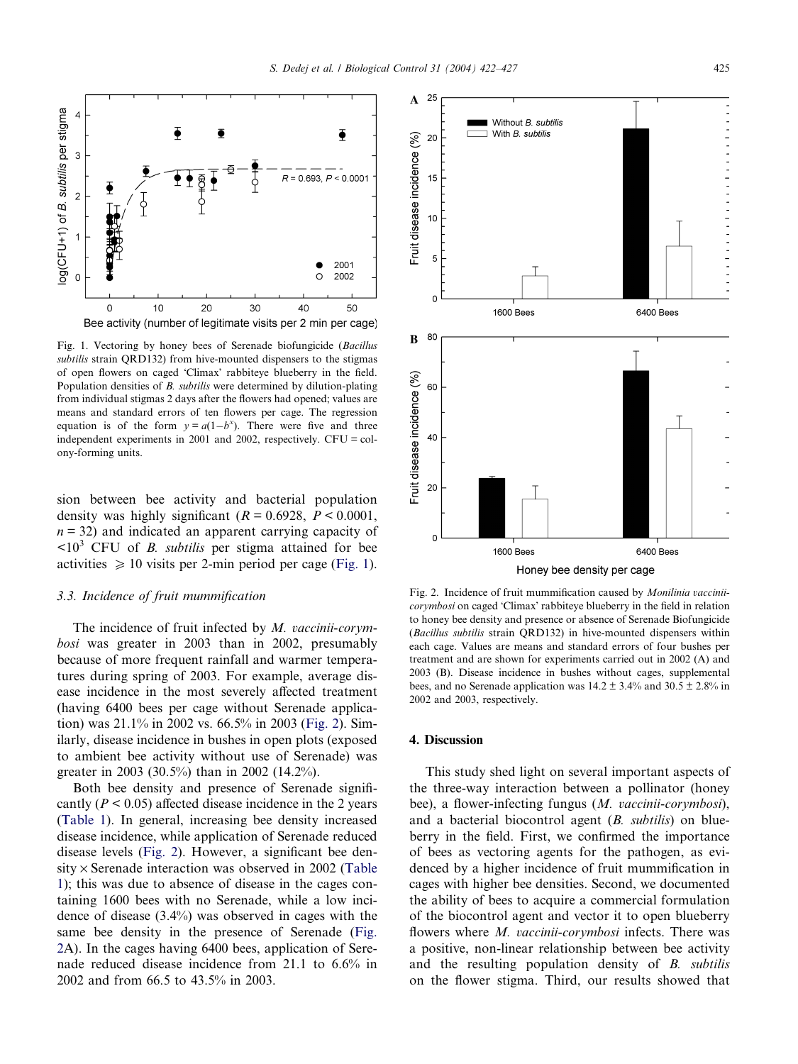Fig. 1. Vectoring by honey bees of Serenade biofungicide (*Bacillus subtilis* strain QRD132) from hive-mounted dispensers to the stigmas of open flowers on caged 'Climax' rabbiteye blueberry in the field. Population densities of *B. subtilis* were determined by dilution-plating from individual stigmas 2 days after the flowers had opened; values are means and standard errors of ten flowers per cage. The regression equation is of the form $y = a(1-b^x)$. There were five and three independent experiments in 2001 and 2002, respectively. CFU = colony-forming units.

sion between bee activity and bacterial population density was highly significant ($R = 0.6928$, $P < 0.0001$, $n = 32$) and indicated an apparent carrying capacity of $<10^3$ CFU of *B. subtilis* per stigma attained for bee activities $\geqslant 10$ visits per 2-min period per cage (Fig. 1).

### 3.3. Incidence of fruit mummification

The incidence of fruit infected by *M. vaccinii-corymbosi* was greater in 2003 than in 2002, presumably because of more frequent rainfall and warmer temperatures during spring of 2003. For example, average disease incidence in the most severely affected treatment (having 6400 bees per cage without Serenade application) was 21.1% in 2002 vs. 66.5% in 2003 (Fig. 2). Similarly, disease incidence in bushes in open plots (exposed to ambient bee activity without use of Serenade) was greater in 2003 (30.5%) than in 2002 (14.2%).

Both bee density and presence of Serenade significantly ($P < 0.05$) affected disease incidence in the 2 years (Table 1). In general, increasing bee density increased disease incidence, while application of Serenade reduced disease levels (Fig. 2). However, a significant bee density × Serenade interaction was observed in 2002 (Table 1); this was due to absence of disease in the cages containing 1600 bees with no Serenade, while a low incidence of disease (3.4%) was observed in cages with the same bee density in the presence of Serenade (Fig. 2A). In the cages having 6400 bees, application of Serenade reduced disease incidence from 21.1 to 6.6% in 2002 and from 66.5 to 43.5% in 2003.

Fig. 2. Incidence of fruit mummification caused by *Monilinia vaccinii-corymbosi* on caged 'Climax' rabbiteye blueberry in the field in relation to honey bee density and presence or absence of Serenade Biofungicide (*Bacillus subtilis* strain QRD132) in hive-mounted dispensers within each cage. Values are means and standard errors of four bushes per treatment and are shown for experiments carried out in 2002 (A) and 2003 (B). Disease incidence in bushes without cages, supplemental bees, and no Serenade application was 14.2 ± 3.4% and 30.5 ± 2.8% in 2002 and 2003, respectively.

## 4. Discussion

This study shed light on several important aspects of the three-way interaction between a pollinator (honey bee), a flower-infecting fungus (*M. vaccinii-corymbosi*), and a bacterial biocontrol agent (*B. subtilis*) on blueberry in the field. First, we confirmed the importance of bees as vectoring agents for the pathogen, as evidenced by a higher incidence of fruit mummification in cages with higher bee densities. Second, we documented the ability of bees to acquire a commercial formulation of the biocontrol agent and vector it to open blueberry flowers where *M. vaccinii-corymbosi* infects. There was a positive, non-linear relationship between bee activity and the resulting population density of *B. subtilis* on the flower stigma. Third, our results showed that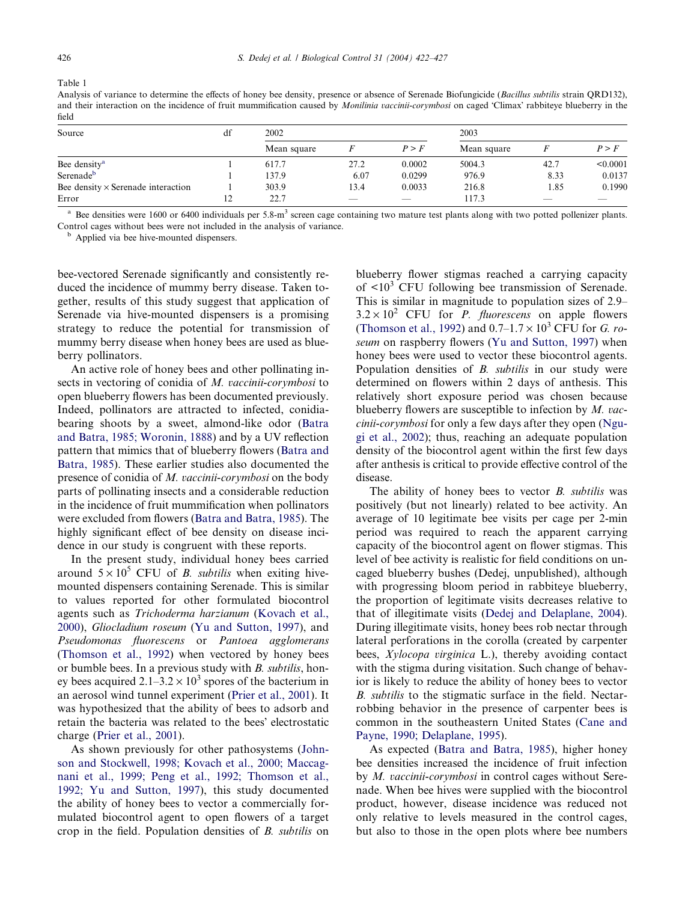Table 1

Analysis of variance to determine the effects of honey bee density, presence or absence of Serenade Biofungicide (*Bacillus subtilis* strain QRD132), and their interaction on the incidence of fruit mummification caused by *Monilinia vaccinii-corymbosi* on caged 'Climax' rabbiteye blueberry in the field

| Source | df | 2002 | | | 2003 | | |
|---|---|---|---|---|---|---|---|
| | | Mean square | $F$ | $P > F$ | Mean square | $F$ | $P > F$ |
| Bee density[a] | 1 | 617.7 | 27.2 | 0.0002 | 5004.3 | 42.7 | <0.0001 |
| Serenade[b] | 1 | 137.9 | 6.07 | 0.0299 | 976.9 | 8.33 | 0.0137 |
| Bee density × Serenade interaction | 1 | 303.9 | 13.4 | 0.0033 | 216.8 | 1.85 | 0.1990 |
| Error | 12 | 22.7 | — | — | 117.3 | — | — |

[a] Bee densities were 1600 or 6400 individuals per 5.8-$m^3$ screen cage containing two mature test plants along with two potted pollenizer plants. Control cages without bees were not included in the analysis of variance.

[b] Applied via bee hive-mounted dispensers.

bee-vectored Serenade significantly and consistently reduced the incidence of mummy berry disease. Taken together, results of this study suggest that application of Serenade via hive-mounted dispensers is a promising strategy to reduce the potential for transmission of mummy berry disease when honey bees are used as blueberry pollinators.

An active role of honey bees and other pollinating insects in vectoring of conidia of *M. vaccinii-corymbosi* to open blueberry flowers has been documented previously. Indeed, pollinators are attracted to infected, conidia-bearing shoots by a sweet, almond-like odor (Batra and Batra, 1985; Woronin, 1888) and by a UV reflection pattern that mimics that of blueberry flowers (Batra and Batra, 1985). These earlier studies also documented the presence of conidia of *M. vaccinii-corymbosi* on the body parts of pollinating insects and a considerable reduction in the incidence of fruit mummification when pollinators were excluded from flowers (Batra and Batra, 1985). The highly significant effect of bee density on disease incidence in our study is congruent with these reports.

In the present study, individual honey bees carried around $5 \times 10^5$ CFU of *B. subtilis* when exiting hive-mounted dispensers containing Serenade. This is similar to values reported for other formulated biocontrol agents such as *Trichoderma harzianum* (Kovach et al., 2000), *Gliocladium roseum* (Yu and Sutton, 1997), and *Pseudomonas fluorescens* or *Pantoea agglomerans* (Thomson et al., 1992) when vectored by honey bees or bumble bees. In a previous study with *B. subtilis*, honey bees acquired $2.1$–$3.2 \times 10^3$ spores of the bacterium in an aerosol wind tunnel experiment (Prier et al., 2001). It was hypothesized that the ability of bees to adsorb and retain the bacteria was related to the bees' electrostatic charge (Prier et al., 2001).

As shown previously for other pathosystems (Johnson and Stockwell, 1998; Kovach et al., 2000; Maccagnani et al., 1999; Peng et al., 1992; Thomson et al., 1992; Yu and Sutton, 1997), this study documented the ability of honey bees to vector a commercially formulated biocontrol agent to open flowers of a target crop in the field. Population densities of *B. subtilis* on blueberry flower stigmas reached a carrying capacity of $<10^3$ CFU following bee transmission of Serenade. This is similar in magnitude to population sizes of $2.9$–$3.2 \times 10^2$ CFU for *P. fluorescens* on apple flowers (Thomson et al., 1992) and $0.7$–$1.7 \times 10^3$ CFU for *G. roseum* on raspberry flowers (Yu and Sutton, 1997) when honey bees were used to vector these biocontrol agents. Population densities of *B. subtilis* in our study were determined on flowers within 2 days of anthesis. This relatively short exposure period was chosen because blueberry flowers are susceptible to infection by *M. vaccinii-corymbosi* for only a few days after they open (Ngugi et al., 2002); thus, reaching an adequate population density of the biocontrol agent within the first few days after anthesis is critical to provide effective control of the disease.

The ability of honey bees to vector *B. subtilis* was positively (but not linearly) related to bee activity. An average of 10 legitimate bee visits per cage per 2-min period was required to reach the apparent carrying capacity of the biocontrol agent on flower stigmas. This level of bee activity is realistic for field conditions on uncaged blueberry bushes (Dedej, unpublished), although with progressing bloom period in rabbiteye blueberry, the proportion of legitimate visits decreases relative to that of illegitimate visits (Dedej and Delaplane, 2004). During illegitimate visits, honey bees rob nectar through lateral perforations in the corolla (created by carpenter bees, *Xylocopa virginica* L.), thereby avoiding contact with the stigma during visitation. Such change of behavior is likely to reduce the ability of honey bees to vector *B. subtilis* to the stigmatic surface in the field. Nectar-robbing behavior in the presence of carpenter bees is common in the southeastern United States (Cane and Payne, 1990; Delaplane, 1995).

As expected (Batra and Batra, 1985), higher honey bee densities increased the incidence of fruit infection by *M. vaccinii-corymbosi* in control cages without Serenade. When bee hives were supplied with the biocontrol product, however, disease incidence was reduced not only relative to levels measured in the control cages, but also to those in the open plots where bee numbers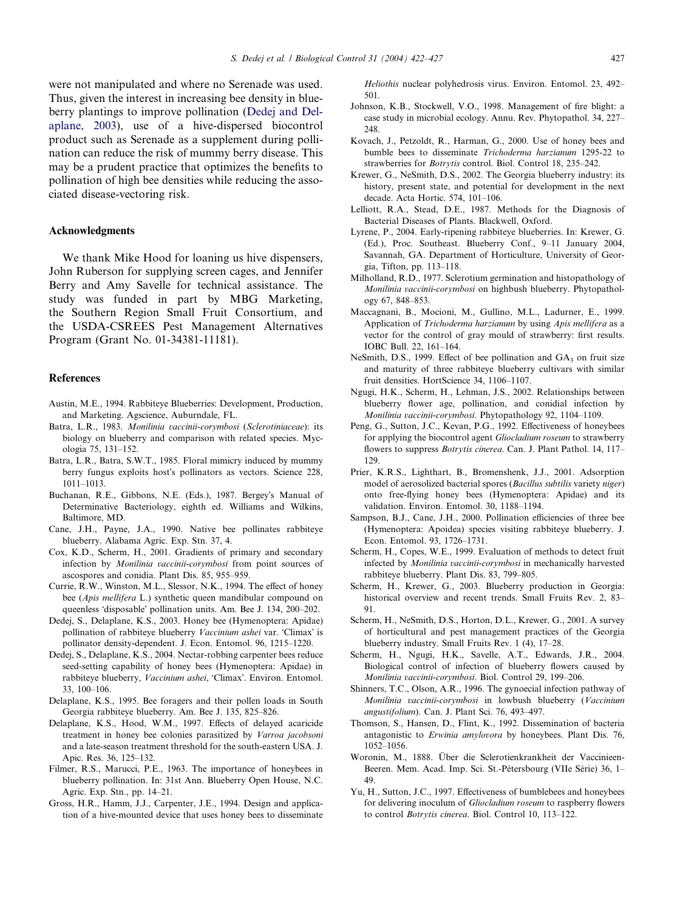were not manipulated and where no Serenade was used. Thus, given the interest in increasing bee density in blueberry plantings to improve pollination (Dedej and Delaplane, 2003), use of a hive-dispersed biocontrol product such as Serenade as a supplement during pollination can reduce the risk of mummy berry disease. This may be a prudent practice that optimizes the benefits to pollination of high bee densities while reducing the associated disease-vectoring risk.

## Acknowledgments

We thank Mike Hood for loaning us hive dispensers, John Ruberson for supplying screen cages, and Jennifer Berry and Amy Savelle for technical assistance. The study was funded in part by MBG Marketing, the Southern Region Small Fruit Consortium, and the USDA-CSREES Pest Management Alternatives Program (Grant No. 01-34381-11181).

## References

Austin, M.E., 1994. Rabbiteye Blueberries: Development, Production, and Marketing. Agscience, Auburndale, FL.

Batra, L.R., 1983. *Monilinia vaccinii-corymbosi* (*Sclerotiniaceae*): its biology on blueberry and comparison with related species. Mycologia 75, 131–152.

Batra, L.R., Batra, S.W.T., 1985. Floral mimicry induced by mummy berry fungus exploits host's pollinators as vectors. Science 228, 1011–1013.

Buchanan, R.E., Gibbons, N.E. (Eds.), 1987. Bergey's Manual of Determinative Bacteriology, eighth ed. Williams and Wilkins, Baltimore, MD.

Cane, J.H., Payne, J.A., 1990. Native bee pollinates rabbiteye blueberry. Alabama Agric. Exp. Stn. 37, 4.

Cox, K.D., Scherm, H., 2001. Gradients of primary and secondary infection by *Monilinia vaccinii-corymbosi* from point sources of ascospores and conidia. Plant Dis. 85, 955–959.

Currie, R.W., Winston, M.L., Slessor, N.K., 1994. The effect of honey bee (*Apis mellifera* L.) synthetic queen mandibular compound on queenless 'disposable' pollination units. Am. Bee J. 134, 200–202.

Dedej, S., Delaplane, K.S., 2003. Honey bee (Hymenoptera: Apidae) pollination of rabbiteye blueberry *Vaccinium ashei* var. 'Climax' is pollinator density-dependent. J. Econ. Entomol. 96, 1215–1220.

Dedej, S., Delaplane, K.S., 2004. Nectar-robbing carpenter bees reduce seed-setting capability of honey bees (Hymenoptera: Apidae) in rabbiteye blueberry, *Vaccinium ashei*, 'Climax'. Environ. Entomol. 33, 100–106.

Delaplane, K.S., 1995. Bee foragers and their pollen loads in South Georgia rabbiteye blueberry. Am. Bee J. 135, 825–826.

Delaplane, K.S., Hood, W.M., 1997. Effects of delayed acaricide treatment in honey bee colonies parasitized by *Varroa jacobsoni* and a late-season treatment threshold for the south-eastern USA. J. Apic. Res. 36, 125–132.

Filmer, R.S., Marucci, P.E., 1963. The importance of honeybees in blueberry pollination. In: 31st Ann. Blueberry Open House, N.C. Agric. Exp. Stn., pp. 14–21.

Gross, H.R., Hamm, J.J., Carpenter, J.E., 1994. Design and application of a hive-mounted device that uses honey bees to disseminate *Heliothis* nuclear polyhedrosis virus. Environ. Entomol. 23, 492–501.

Johnson, K.B., Stockwell, V.O., 1998. Management of fire blight: a case study in microbial ecology. Annu. Rev. Phytopathol. 34, 227–248.

Kovach, J., Petzoldt, R., Harman, G., 2000. Use of honey bees and bumble bees to disseminate *Trichoderma harzianum* 1295-22 to strawberries for *Botrytis* control. Biol. Control 18, 235–242.

Krewer, G., NeSmith, D.S., 2002. The Georgia blueberry industry: its history, present state, and potential for development in the next decade. Acta Hortic. 574, 101–106.

Lelliott, R.A., Stead, D.E., 1987. Methods for the Diagnosis of Bacterial Diseases of Plants. Blackwell, Oxford.

Lyrene, P., 2004. Early-ripening rabbiteye blueberries. In: Krewer, G. (Ed.), Proc. Southeast. Blueberry Conf., 9–11 January 2004, Savannah, GA. Department of Horticulture, University of Georgia, Tifton, pp. 113–118.

Milholland, R.D., 1977. Sclerotium germination and histopathology of *Monilinia vaccinii-corymbosi* on highbush blueberry. Phytopathology 67, 848–853.

Maccagnani, B., Mocioni, M., Gullino, M.L., Ladurner, E., 1999. Application of *Trichoderma harzianum* by using *Apis mellifera* as a vector for the control of gray mould of strawberry: first results. IOBC Bull. 22, 161–164.

NeSmith, D.S., 1999. Effect of bee pollination and $GA_3$ on fruit size and maturity of three rabbiteye blueberry cultivars with similar fruit densities. HortScience 34, 1106–1107.

Ngugi, H.K., Scherm, H., Lehman, J.S., 2002. Relationships between blueberry flower age, pollination, and conidial infection by *Monilinia vaccinii-corymbosi*. Phytopathology 92, 1104–1109.

Peng, G., Sutton, J.C., Kevan, P.G., 1992. Effectiveness of honeybees for applying the biocontrol agent *Gliocladium roseum* to strawberry flowers to suppress *Botrytis cinerea*. Can. J. Plant Pathol. 14, 117–129.

Prier, K.R.S., Lighthart, B., Bromenshenk, J.J., 2001. Adsorption model of aerosolized bacterial spores (*Bacillus subtilis* variety *niger*) onto free-flying honey bees (Hymenoptera: Apidae) and its validation. Environ. Entomol. 30, 1188–1194.

Sampson, B.J., Cane, J.H., 2000. Pollination efficiencies of three bee (Hymenoptera: Apoidea) species visiting rabbiteye blueberry. J. Econ. Entomol. 93, 1726–1731.

Scherm, H., Copes, W.E., 1999. Evaluation of methods to detect fruit infected by *Monilinia vaccinii-corymbosi* in mechanically harvested rabbiteye blueberry. Plant Dis. 83, 799–805.

Scherm, H., Krewer, G., 2003. Blueberry production in Georgia: historical overview and recent trends. Small Fruits Rev. 2, 83–91.

Scherm, H., NeSmith, D.S., Horton, D.L., Krewer, G., 2001. A survey of horticultural and pest management practices of the Georgia blueberry industry. Small Fruits Rev. 1 (4), 17–28.

Scherm, H., Ngugi, H.K., Savelle, A.T., Edwards, J.R., 2004. Biological control of infection of blueberry flowers caused by *Monilinia vaccinii-corymbosi*. Biol. Control 29, 199–206.

Shinners, T.C., Olson, A.R., 1996. The gynoecial infection pathway of *Monilinia vaccinii-corymbosi* in lowbush blueberry (*Vaccinium angustifolium*). Can. J. Plant Sci. 76, 493–497.

Thomson, S., Hansen, D., Flint, K., 1992. Dissemination of bacteria antagonistic to *Erwinia amylovora* by honeybees. Plant Dis. 76, 1052–1056.

Woronin, M., 1888. Über die Sclerotienkrankheit der Vaccinieen-Beeren. Mem. Acad. Imp. Sci. St.-Pétersbourg (VIIe Série) 36, 1–49.

Yu, H., Sutton, J.C., 1997. Effectiveness of bumblebees and honeybees for delivering inoculum of *Gliocladium roseum* to raspberry flowers to control *Botrytis cinerea*. Biol. Control 10, 113–122.